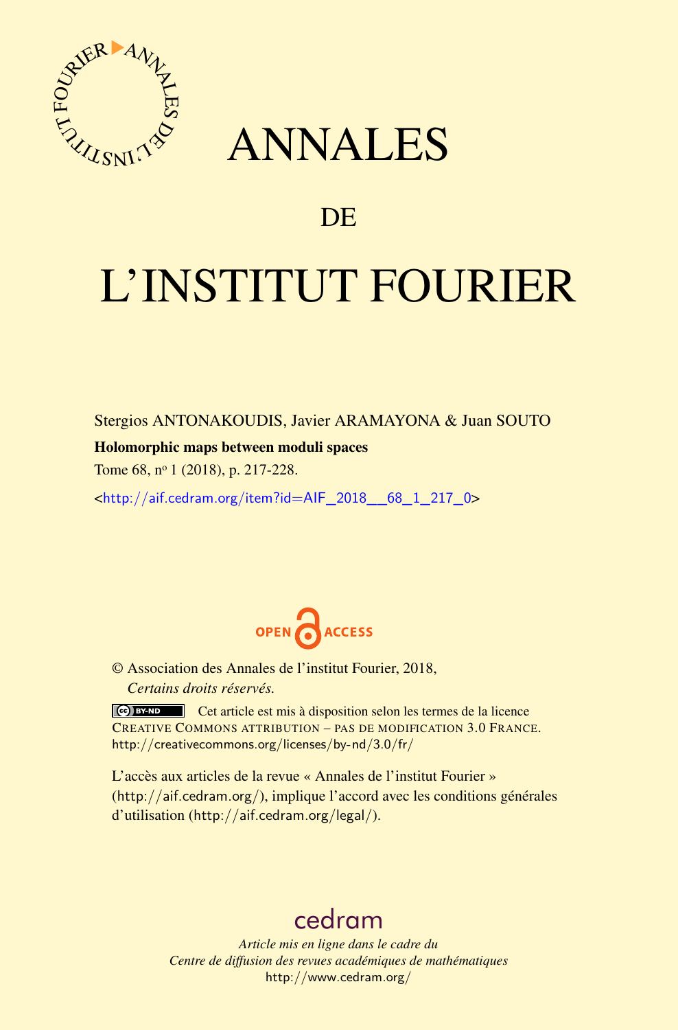# ANNALES

## DE

# L'INSTITUT FOURIER

Stergios ANTONAKOUDIS, Javier ARAMAYONA & Juan SOUTO

**Holomorphic maps between moduli spaces**

Tome 68, n$^{o}$ 1 (2018), p. 217-228.

<http://aif.cedram.org/item?id=AIF_2018__68_1_217_0>

OPEN ACCESS

© Association des Annales de l'institut Fourier, 2018,
*Certains droits réservés.*

Cet article est mis à disposition selon les termes de la licence CREATIVE COMMONS ATTRIBUTION – PAS DE MODIFICATION 3.0 FRANCE.
http://creativecommons.org/licenses/by-nd/3.0/fr/

L'accès aux articles de la revue « Annales de l'institut Fourier » (http://aif.cedram.org/), implique l'accord avec les conditions générales d'utilisation (http://aif.cedram.org/legal/).

cedram

*Article mis en ligne dans le cadre du*
*Centre de diffusion des revues académiques de mathématiques*
http://www.cedram.org/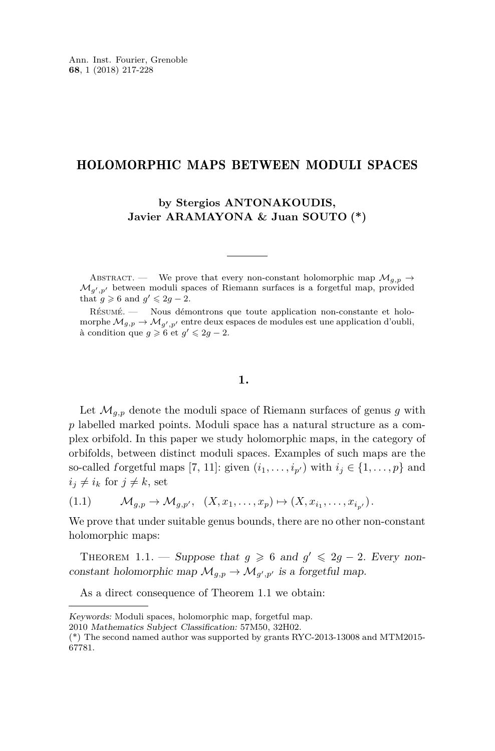# HOLOMORPHIC MAPS BETWEEN MODULI SPACES

**by Stergios ANTONAKOUDIS, Javier ARAMAYONA & Juan SOUTO (\*)**

Abstract. — We prove that every non-constant holomorphic map $\mathcal{M}_{g,p} \to \mathcal{M}_{g',p'}$ between moduli spaces of Riemann surfaces is a forgetful map, provided that $g \geqslant 6$ and $g' \leqslant 2g-2$.

Résumé. — Nous démontrons que toute application non-constante et holomorphe $\mathcal{M}_{g,p} \to \mathcal{M}_{g',p'}$ entre deux espaces de modules est une application d'oubli, à condition que $g \geqslant 6$ et $g' \leqslant 2g-2$.

## 1.

Let $\mathcal{M}_{g,p}$ denote the moduli space of Riemann surfaces of genus $g$ with $p$ labelled marked points. Moduli space has a natural structure as a complex orbifold. In this paper we study holomorphic maps, in the category of orbifolds, between distinct moduli spaces. Examples of such maps are the so-called *f*orgetful maps [7, 11]: given $(i_1, \dots, i_{p'})$ with $i_j \in \{1, \dots, p\}$ and $i_j \neq i_k$ for $j \neq k$, set

$$\mathcal{M}_{g,p} \to \mathcal{M}_{g,p'}, \quad (X, x_1, \dots, x_p) \mapsto (X, x_{i_1}, \dots, x_{i_{p'}}). \tag{1.1}$$

We prove that under suitable genus bounds, there are no other non-constant holomorphic maps:

Theorem 1.1. — *Suppose that $g \geqslant 6$ and $g' \leqslant 2g-2$. Every non-constant holomorphic map $\mathcal{M}_{g,p} \to \mathcal{M}_{g',p'}$ is a forgetful map.*

As a direct consequence of Theorem 1.1 we obtain:

*Keywords:* Moduli spaces, holomorphic map, forgetful map.
2010 *Mathematics Subject Classification:* 57M50, 32H02.
(\*) The second named author was supported by grants RYC-2013-13008 and MTM2015-67781.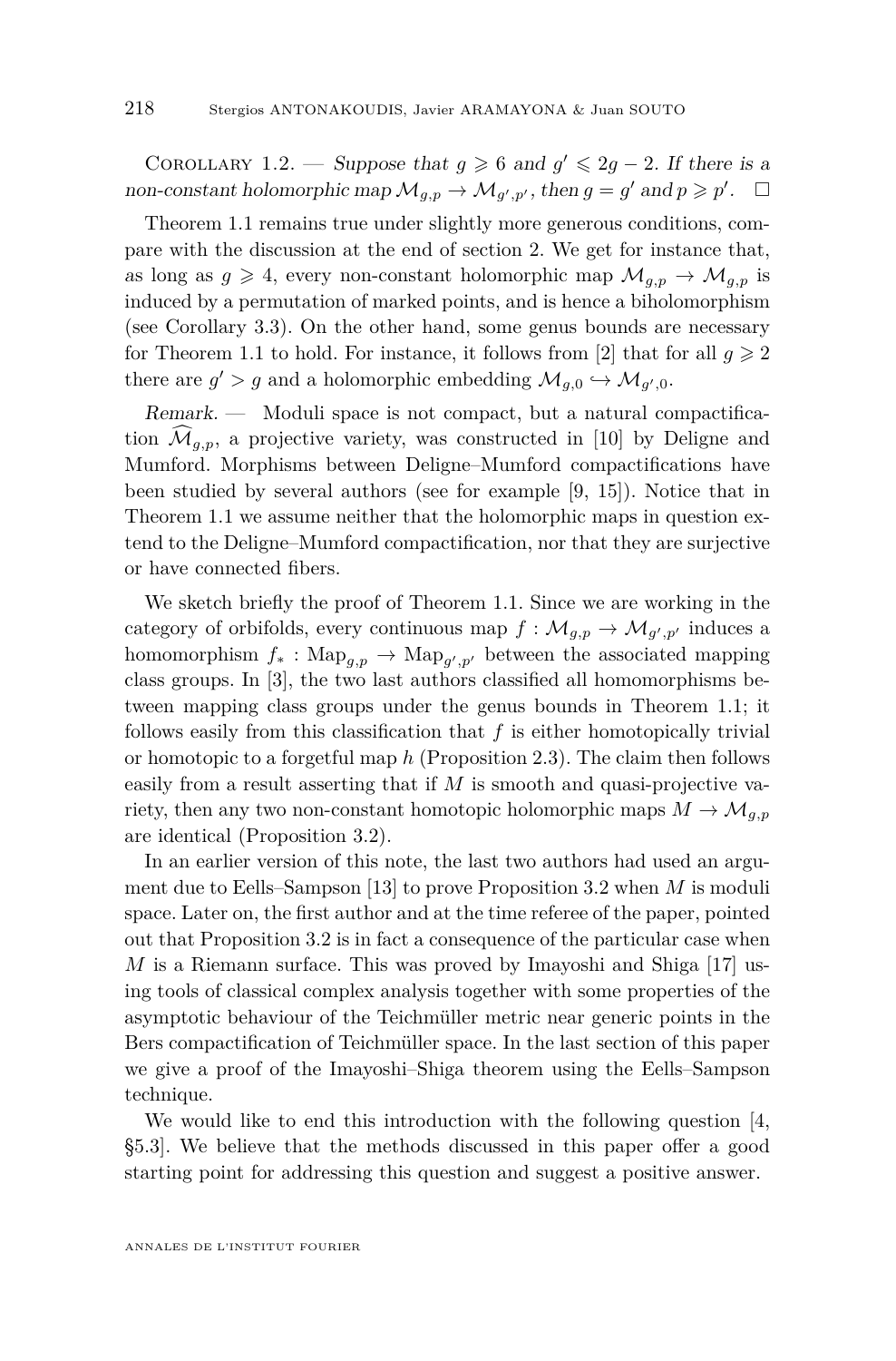Corollary 1.2. — *Suppose that $g \geqslant 6$ and $g' \leqslant 2g-2$. If there is a non-constant holomorphic map $\mathcal{M}_{g,p} \to \mathcal{M}_{g',p'}$, then $g = g'$ and $p \geqslant p'$.* □

Theorem 1.1 remains true under slightly more generous conditions, compare with the discussion at the end of section 2. We get for instance that, as long as $g \geqslant 4$, every non-constant holomorphic map $\mathcal{M}_{g,p} \to \mathcal{M}_{g,p}$ is induced by a permutation of marked points, and is hence a biholomorphism (see Corollary 3.3). On the other hand, some genus bounds are necessary for Theorem 1.1 to hold. For instance, it follows from [2] that for all $g \geqslant 2$ there are $g' > g$ and a holomorphic embedding $\mathcal{M}_{g,0} \hookrightarrow \mathcal{M}_{g',0}$.

*Remark.* — Moduli space is not compact, but a natural compactification $\widehat{\mathcal{M}}_{g,p}$, a projective variety, was constructed in [10] by Deligne and Mumford. Morphisms between Deligne–Mumford compactifications have been studied by several authors (see for example [9, 15]). Notice that in Theorem 1.1 we assume neither that the holomorphic maps in question extend to the Deligne–Mumford compactification, nor that they are surjective or have connected fibers.

We sketch briefly the proof of Theorem 1.1. Since we are working in the category of orbifolds, every continuous map $f : \mathcal{M}_{g,p} \to \mathcal{M}_{g',p'}$ induces a homomorphism $f_* : \mathrm{Map}_{g,p} \to \mathrm{Map}_{g',p'}$ between the associated mapping class groups. In [3], the two last authors classified all homomorphisms between mapping class groups under the genus bounds in Theorem 1.1; it follows easily from this classification that $f$ is either homotopically trivial or homotopic to a forgetful map $h$ (Proposition 2.3). The claim then follows easily from a result asserting that if $M$ is smooth and quasi-projective variety, then any two non-constant homotopic holomorphic maps $M \to \mathcal{M}_{g,p}$ are identical (Proposition 3.2).

In an earlier version of this note, the last two authors had used an argument due to Eells–Sampson [13] to prove Proposition 3.2 when $M$ is moduli space. Later on, the first author and at the time referee of the paper, pointed out that Proposition 3.2 is in fact a consequence of the particular case when $M$ is a Riemann surface. This was proved by Imayoshi and Shiga [17] using tools of classical complex analysis together with some properties of the asymptotic behaviour of the Teichmüller metric near generic points in the Bers compactification of Teichmüller space. In the last section of this paper we give a proof of the Imayoshi–Shiga theorem using the Eells–Sampson technique.

We would like to end this introduction with the following question [4, §5.3]. We believe that the methods discussed in this paper offer a good starting point for addressing this question and suggest a positive answer.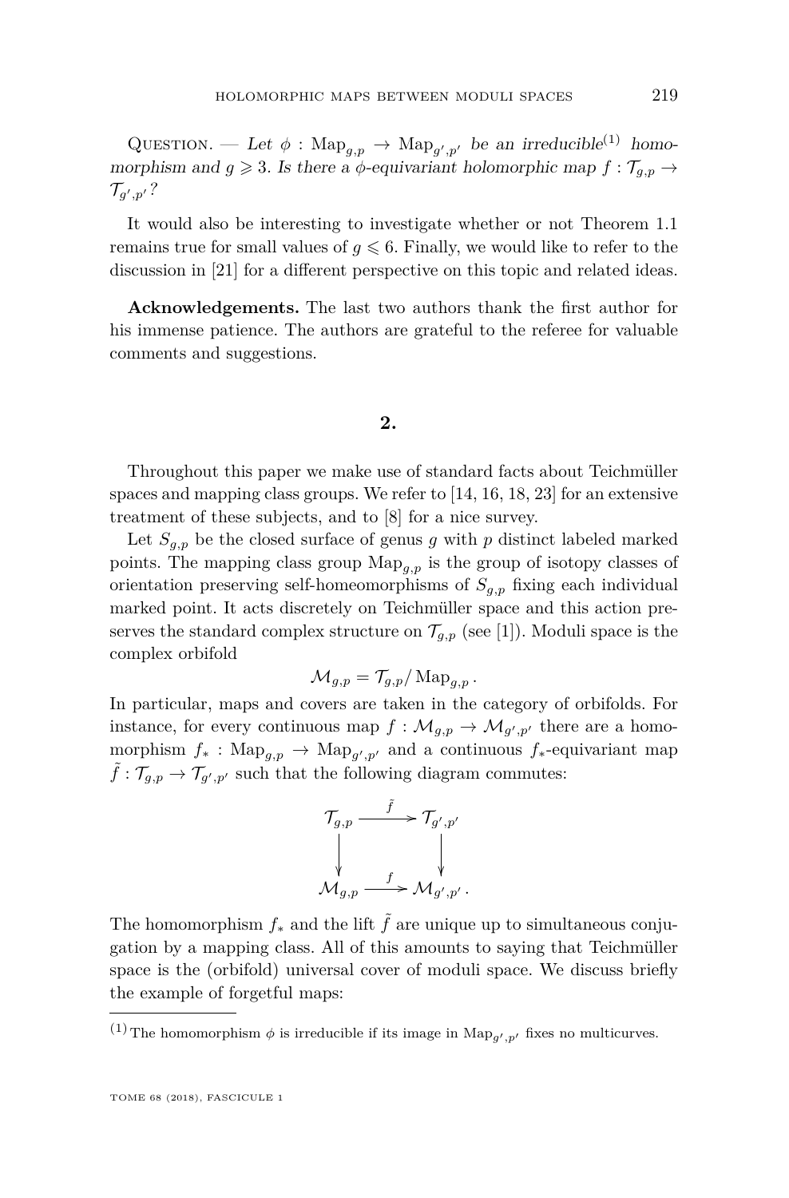Question. — *Let $\phi : \mathrm{Map}_{g,p} \to \mathrm{Map}_{g',p'}$ be an irreducible*[(1)] *homomorphism and $g \geqslant 3$. Is there a $\phi$-equivariant holomorphic map $f : \mathcal{T}_{g,p} \to \mathcal{T}_{g',p'}$?*

It would also be interesting to investigate whether or not Theorem 1.1 remains true for small values of $g \leqslant 6$. Finally, we would like to refer to the discussion in [21] for a different perspective on this topic and related ideas.

**Acknowledgements.** The last two authors thank the first author for his immense patience. The authors are grateful to the referee for valuable comments and suggestions.

## 2.

Throughout this paper we make use of standard facts about Teichmüller spaces and mapping class groups. We refer to [14, 16, 18, 23] for an extensive treatment of these subjects, and to [8] for a nice survey.

Let $S_{g,p}$ be the closed surface of genus $g$ with $p$ distinct labeled marked points. The mapping class group $\mathrm{Map}_{g,p}$ is the group of isotopy classes of orientation preserving self-homeomorphisms of $S_{g,p}$ fixing each individual marked point. It acts discretely on Teichmüller space and this action preserves the standard complex structure on $\mathcal{T}_{g,p}$ (see [1]). Moduli space is the complex orbifold

$$\mathcal{M}_{g,p} = \mathcal{T}_{g,p} / \mathrm{Map}_{g,p}\,.$$

In particular, maps and covers are taken in the category of orbifolds. For instance, for every continuous map $f : \mathcal{M}_{g,p} \to \mathcal{M}_{g',p'}$ there are a homomorphism $f_* : \mathrm{Map}_{g,p} \to \mathrm{Map}_{g',p'}$ and a continuous $f_*$-equivariant map $\tilde{f} : \mathcal{T}_{g,p} \to \mathcal{T}_{g',p'}$ such that the following diagram commutes:

$$\begin{array}{ccc} \mathcal{T}_{g,p} & \xrightarrow{\tilde{f}} & \mathcal{T}_{g',p'} \\ \downarrow & & \downarrow \\ \mathcal{M}_{g,p} & \xrightarrow{f} & \mathcal{M}_{g',p'}\,. \end{array}$$

The homomorphism $f_*$ and the lift $\tilde{f}$ are unique up to simultaneous conjugation by a mapping class. All of this amounts to saying that Teichmüller space is the (orbifold) universal cover of moduli space. We discuss briefly the example of forgetful maps:

---

(1) The homomorphism $\phi$ is irreducible if its image in $\mathrm{Map}_{g',p'}$ fixes no multicurves.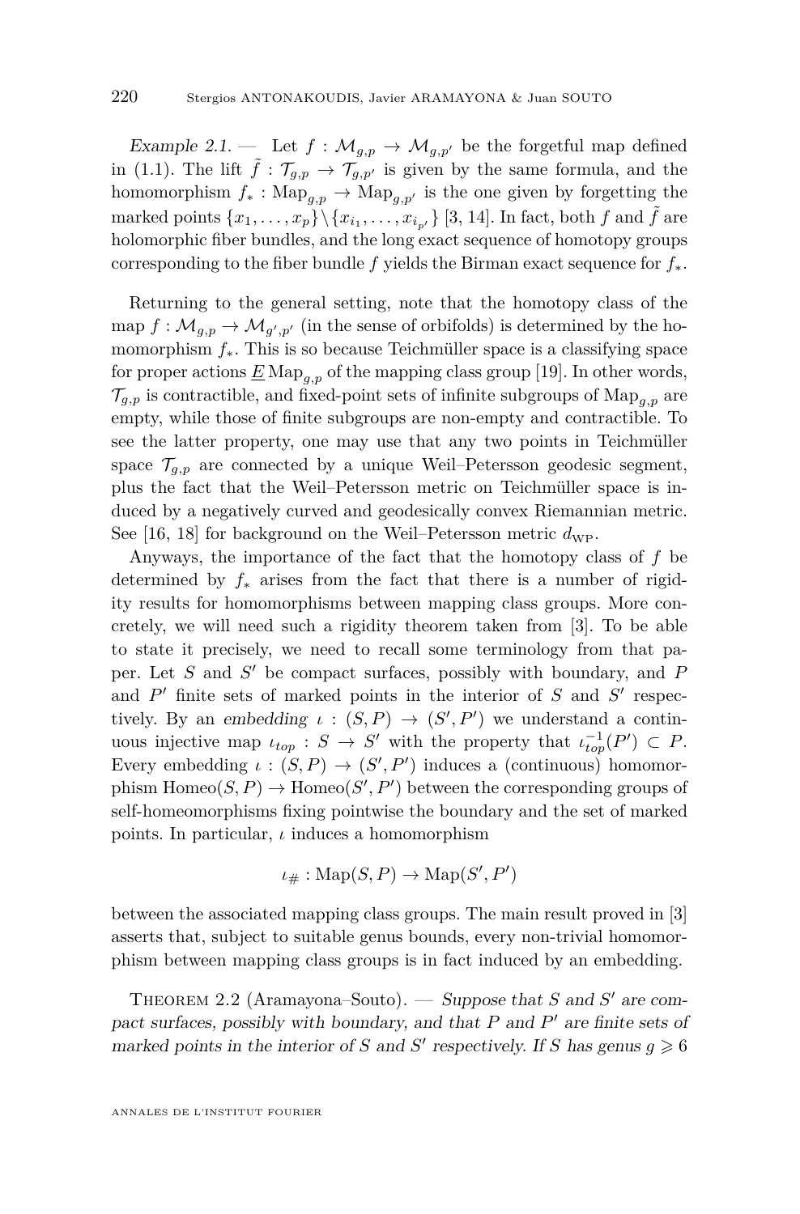*Example 2.1.* — Let $f : \mathcal{M}_{g,p} \to \mathcal{M}_{g,p'}$ be the forgetful map defined in (1.1). The lift $\tilde{f} : \mathcal{T}_{g,p} \to \mathcal{T}_{g,p'}$ is given by the same formula, and the homomorphism $f_* : \mathrm{Map}_{g,p} \to \mathrm{Map}_{g,p'}$ is the one given by forgetting the marked points $\{x_1, \ldots, x_p\} \setminus \{x_{i_1}, \ldots, x_{i_{p'}}\}$ [3, 14]. In fact, both $f$ and $\tilde{f}$ are holomorphic fiber bundles, and the long exact sequence of homotopy groups corresponding to the fiber bundle $f$ yields the Birman exact sequence for $f_*$.

Returning to the general setting, note that the homotopy class of the map $f : \mathcal{M}_{g,p} \to \mathcal{M}_{g',p'}$ (in the sense of orbifolds) is determined by the homomorphism $f_*$. This is so because Teichmüller space is a classifying space for proper actions $\underline{E}\,\mathrm{Map}_{g,p}$ of the mapping class group [19]. In other words, $\mathcal{T}_{g,p}$ is contractible, and fixed-point sets of infinite subgroups of $\mathrm{Map}_{g,p}$ are empty, while those of finite subgroups are non-empty and contractible. To see the latter property, one may use that any two points in Teichmüller space $\mathcal{T}_{g,p}$ are connected by a unique Weil–Petersson geodesic segment, plus the fact that the Weil–Petersson metric on Teichmüller space is induced by a negatively curved and geodesically convex Riemannian metric. See [16, 18] for background on the Weil–Petersson metric $d_{\mathrm{WP}}$.

Anyways, the importance of the fact that the homotopy class of $f$ be determined by $f_*$ arises from the fact that there is a number of rigidity results for homomorphisms between mapping class groups. More concretely, we will need such a rigidity theorem taken from [3]. To be able to state it precisely, we need to recall some terminology from that paper. Let $S$ and $S'$ be compact surfaces, possibly with boundary, and $P$ and $P'$ finite sets of marked points in the interior of $S$ and $S'$ respectively. By an *embedding* $\iota : (S, P) \to (S', P')$ we understand a continuous injective map $\iota_{top} : S \to S'$ with the property that $\iota_{top}^{-1}(P') \subset P$. Every embedding $\iota : (S, P) \to (S', P')$ induces a (continuous) homomorphism $\mathrm{Homeo}(S, P) \to \mathrm{Homeo}(S', P')$ between the corresponding groups of self-homeomorphisms fixing pointwise the boundary and the set of marked points. In particular, $\iota$ induces a homomorphism

$$\iota_\# : \mathrm{Map}(S, P) \to \mathrm{Map}(S', P')$$

between the associated mapping class groups. The main result proved in [3] asserts that, subject to suitable genus bounds, every non-trivial homomorphism between mapping class groups is in fact induced by an embedding.

Theorem 2.2 (Aramayona–Souto). — *Suppose that $S$ and $S'$ are compact surfaces, possibly with boundary, and that $P$ and $P'$ are finite sets of marked points in the interior of $S$ and $S'$ respectively. If $S$ has genus $g \geqslant 6$*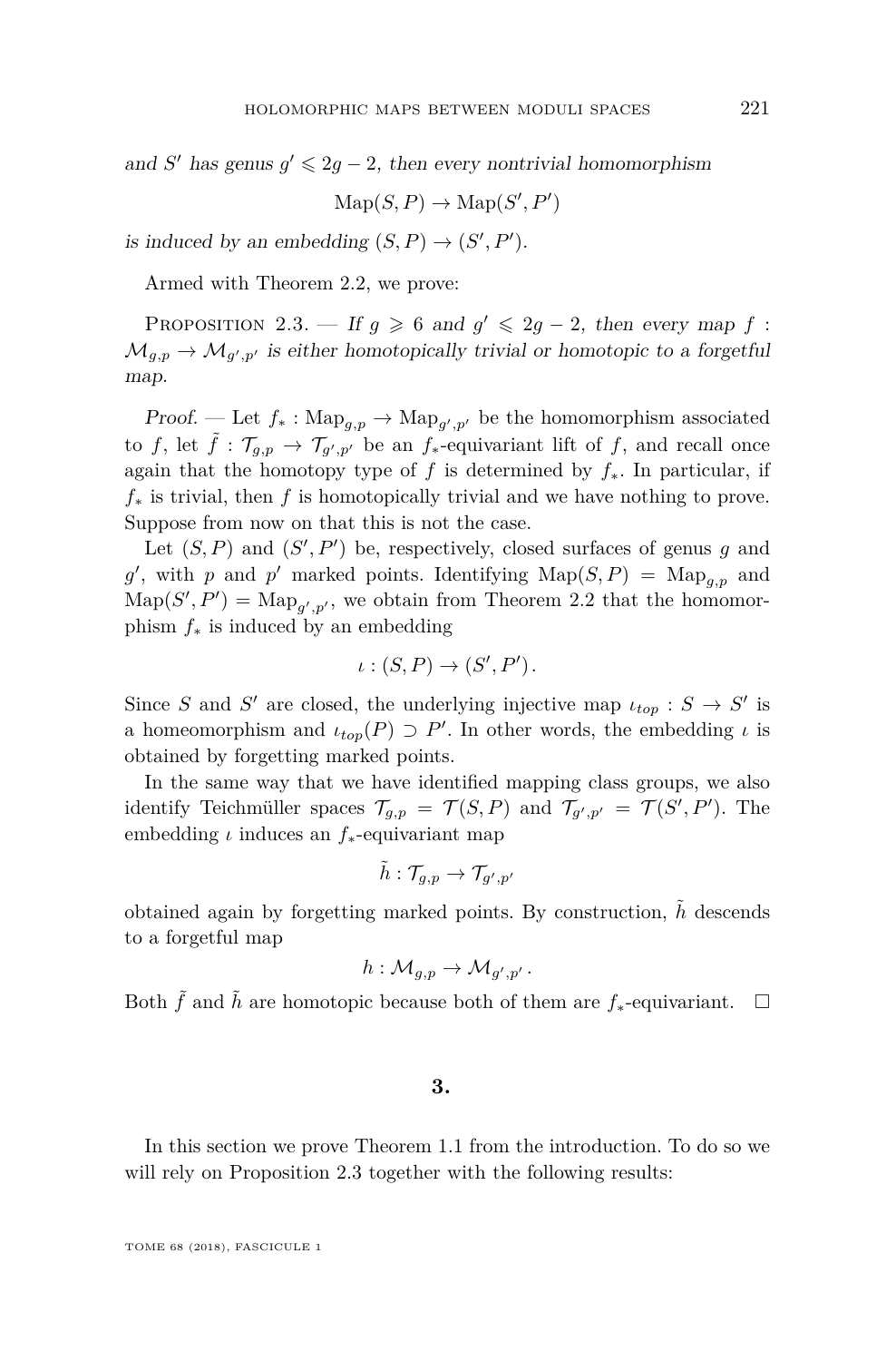*and $S'$ has genus $g' \leqslant 2g-2$, then every nontrivial homomorphism*

$$\mathrm{Map}(S,P) \to \mathrm{Map}(S',P')$$

*is induced by an embedding $(S,P) \to (S',P')$.*

Armed with Theorem 2.2, we prove:

Proposition 2.3. — *If $g \geqslant 6$ and $g' \leqslant 2g-2$, then every map $f : \mathcal{M}_{g,p} \to \mathcal{M}_{g',p'}$ is either homotopically trivial or homotopic to a forgetful map.*

*Proof.* — Let $f_* : \mathrm{Map}_{g,p} \to \mathrm{Map}_{g',p'}$ be the homomorphism associated to $f$, let $\tilde{f} : \mathcal{T}_{g,p} \to \mathcal{T}_{g',p'}$ be an $f_*$-equivariant lift of $f$, and recall once again that the homotopy type of $f$ is determined by $f_*$. In particular, if $f_*$ is trivial, then $f$ is homotopically trivial and we have nothing to prove. Suppose from now on that this is not the case.

Let $(S,P)$ and $(S',P')$ be, respectively, closed surfaces of genus $g$ and $g'$, with $p$ and $p'$ marked points. Identifying $\mathrm{Map}(S,P) = \mathrm{Map}_{g,p}$ and $\mathrm{Map}(S',P') = \mathrm{Map}_{g',p'}$, we obtain from Theorem 2.2 that the homomorphism $f_*$ is induced by an embedding

$$\iota : (S,P) \to (S',P').$$

Since $S$ and $S'$ are closed, the underlying injective map $\iota_{top} : S \to S'$ is a homeomorphism and $\iota_{top}(P) \supset P'$. In other words, the embedding $\iota$ is obtained by forgetting marked points.

In the same way that we have identified mapping class groups, we also identify Teichmüller spaces $\mathcal{T}_{g,p} = \mathcal{T}(S,P)$ and $\mathcal{T}_{g',p'} = \mathcal{T}(S',P')$. The embedding $\iota$ induces an $f_*$-equivariant map

$$\tilde{h} : \mathcal{T}_{g,p} \to \mathcal{T}_{g',p'}$$

obtained again by forgetting marked points. By construction, $\tilde{h}$ descends to a forgetful map

$$h : \mathcal{M}_{g,p} \to \mathcal{M}_{g',p'}.$$

Both $\tilde{f}$ and $\tilde{h}$ are homotopic because both of them are $f_*$-equivariant. □

## 3.

In this section we prove Theorem 1.1 from the introduction. To do so we will rely on Proposition 2.3 together with the following results: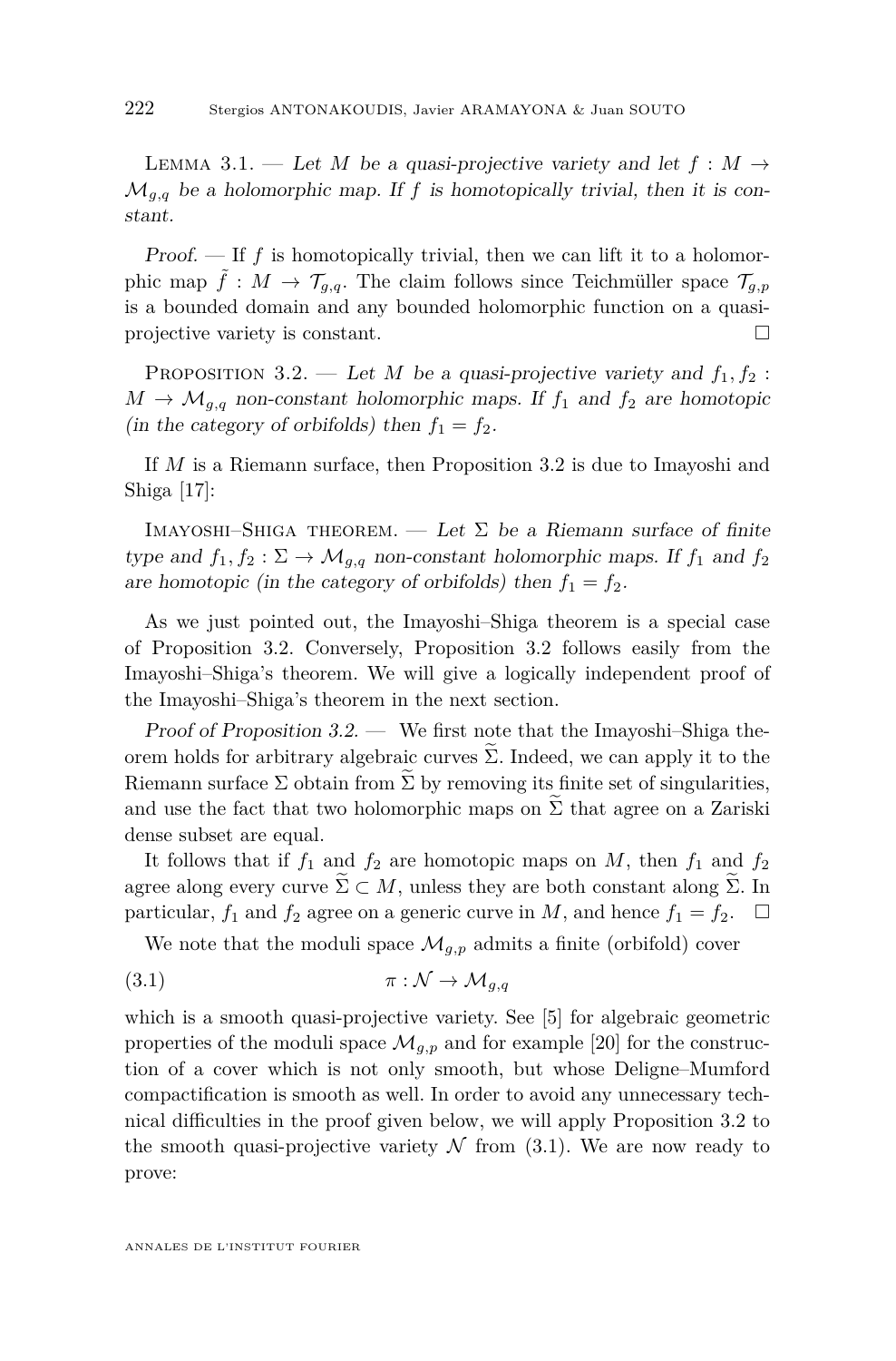Lemma 3.1. — *Let $M$ be a quasi-projective variety and let $f : M \to \mathcal{M}_{g,q}$ be a holomorphic map. If $f$ is homotopically trivial, then it is constant.*

*Proof.* — If $f$ is homotopically trivial, then we can lift it to a holomorphic map $\tilde{f} : M \to \mathcal{T}_{g,q}$. The claim follows since Teichmüller space $\mathcal{T}_{g,p}$ is a bounded domain and any bounded holomorphic function on a quasi-projective variety is constant. □

Proposition 3.2. — *Let $M$ be a quasi-projective variety and $f_1, f_2 : M \to \mathcal{M}_{g,q}$ non-constant holomorphic maps. If $f_1$ and $f_2$ are homotopic (in the category of orbifolds) then $f_1 = f_2$.*

If $M$ is a Riemann surface, then Proposition 3.2 is due to Imayoshi and Shiga [17]:

Imayoshi–Shiga theorem. — *Let $\Sigma$ be a Riemann surface of finite type and $f_1, f_2 : \Sigma \to \mathcal{M}_{g,q}$ non-constant holomorphic maps. If $f_1$ and $f_2$ are homotopic (in the category of orbifolds) then $f_1 = f_2$.*

As we just pointed out, the Imayoshi–Shiga theorem is a special case of Proposition 3.2. Conversely, Proposition 3.2 follows easily from the Imayoshi–Shiga's theorem. We will give a logically independent proof of the Imayoshi–Shiga's theorem in the next section.

*Proof of Proposition 3.2.* — We first note that the Imayoshi–Shiga theorem holds for arbitrary algebraic curves $\widetilde{\Sigma}$. Indeed, we can apply it to the Riemann surface $\Sigma$ obtain from $\widetilde{\Sigma}$ by removing its finite set of singularities, and use the fact that two holomorphic maps on $\widetilde{\Sigma}$ that agree on a Zariski dense subset are equal.

It follows that if $f_1$ and $f_2$ are homotopic maps on $M$, then $f_1$ and $f_2$ agree along every curve $\widetilde{\Sigma} \subset M$, unless they are both constant along $\widetilde{\Sigma}$. In particular, $f_1$ and $f_2$ agree on a generic curve in $M$, and hence $f_1 = f_2$. □

We note that the moduli space $\mathcal{M}_{g,p}$ admits a finite (orbifold) cover

$$\pi : \mathcal{N} \to \mathcal{M}_{g,q} \tag{3.1}$$

which is a smooth quasi-projective variety. See [5] for algebraic geometric properties of the moduli space $\mathcal{M}_{g,p}$ and for example [20] for the construction of a cover which is not only smooth, but whose Deligne–Mumford compactification is smooth as well. In order to avoid any unnecessary technical difficulties in the proof given below, we will apply Proposition 3.2 to the smooth quasi-projective variety $\mathcal{N}$ from (3.1). We are now ready to prove: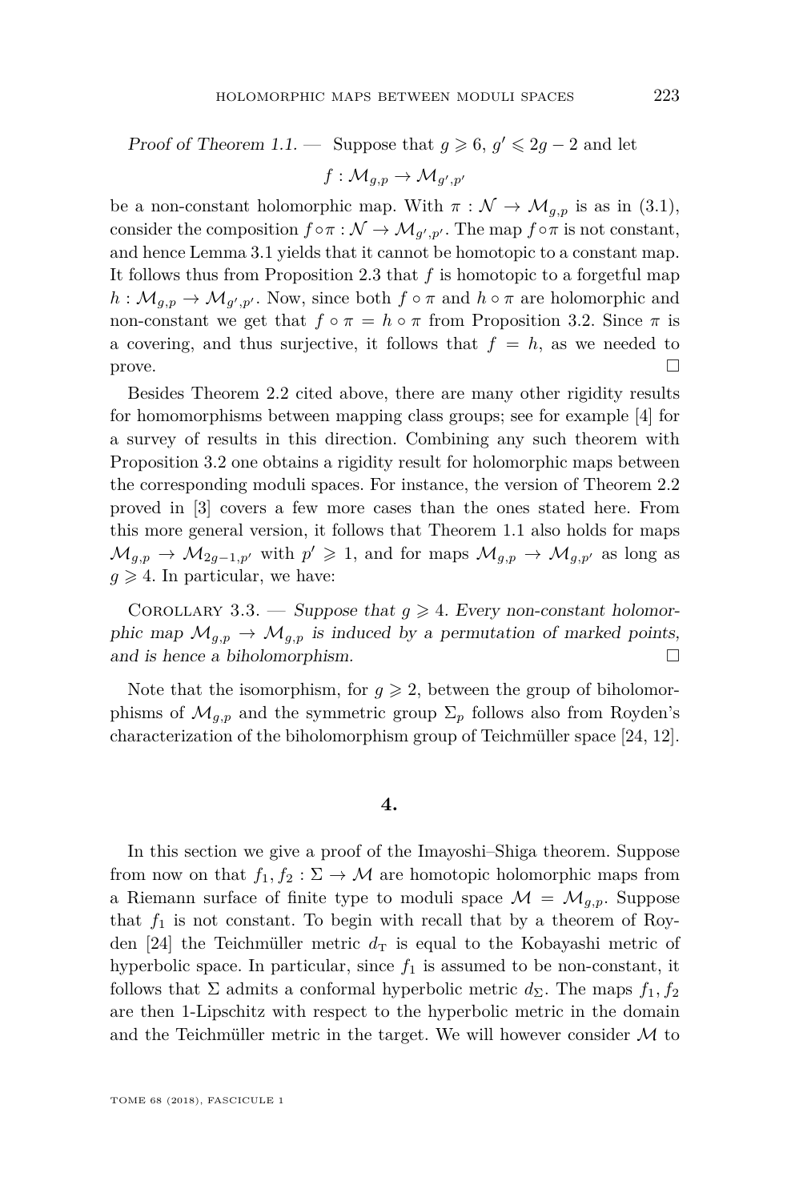*Proof of Theorem 1.1.* — Suppose that $g \geqslant 6$, $g' \leqslant 2g-2$ and let

$$f : \mathcal{M}_{g,p} \to \mathcal{M}_{g',p'}$$

be a non-constant holomorphic map. With $\pi : \mathcal{N} \to \mathcal{M}_{g,p}$ is as in (3.1), consider the composition $f \circ \pi : \mathcal{N} \to \mathcal{M}_{g',p'}$. The map $f \circ \pi$ is not constant, and hence Lemma 3.1 yields that it cannot be homotopic to a constant map. It follows thus from Proposition 2.3 that $f$ is homotopic to a forgetful map $h : \mathcal{M}_{g,p} \to \mathcal{M}_{g',p'}$. Now, since both $f \circ \pi$ and $h \circ \pi$ are holomorphic and non-constant we get that $f \circ \pi = h \circ \pi$ from Proposition 3.2. Since $\pi$ is a covering, and thus surjective, it follows that $f = h$, as we needed to prove. □

Besides Theorem 2.2 cited above, there are many other rigidity results for homomorphisms between mapping class groups; see for example [4] for a survey of results in this direction. Combining any such theorem with Proposition 3.2 one obtains a rigidity result for holomorphic maps between the corresponding moduli spaces. For instance, the version of Theorem 2.2 proved in [3] covers a few more cases than the ones stated here. From this more general version, it follows that Theorem 1.1 also holds for maps $\mathcal{M}_{g,p} \to \mathcal{M}_{2g-1,p'}$ with $p' \geqslant 1$, and for maps $\mathcal{M}_{g,p} \to \mathcal{M}_{g,p'}$ as long as $g \geqslant 4$. In particular, we have:

Corollary 3.3. — *Suppose that $g \geqslant 4$. Every non-constant holomorphic map $\mathcal{M}_{g,p} \to \mathcal{M}_{g,p}$ is induced by a permutation of marked points, and is hence a biholomorphism.* □

Note that the isomorphism, for $g \geqslant 2$, between the group of biholomorphisms of $\mathcal{M}_{g,p}$ and the symmetric group $\Sigma_p$ follows also from Royden's characterization of the biholomorphism group of Teichmüller space [24, 12].

## 4.

In this section we give a proof of the Imayoshi–Shiga theorem. Suppose from now on that $f_1, f_2 : \Sigma \to \mathcal{M}$ are homotopic holomorphic maps from a Riemann surface of finite type to moduli space $\mathcal{M} = \mathcal{M}_{g,p}$. Suppose that $f_1$ is not constant. To begin with recall that by a theorem of Royden [24] the Teichmüller metric $d_{\mathrm{T}}$ is equal to the Kobayashi metric of hyperbolic space. In particular, since $f_1$ is assumed to be non-constant, it follows that $\Sigma$ admits a conformal hyperbolic metric $d_\Sigma$. The maps $f_1, f_2$ are then 1-Lipschitz with respect to the hyperbolic metric in the domain and the Teichmüller metric in the target. We will however consider $\mathcal{M}$ to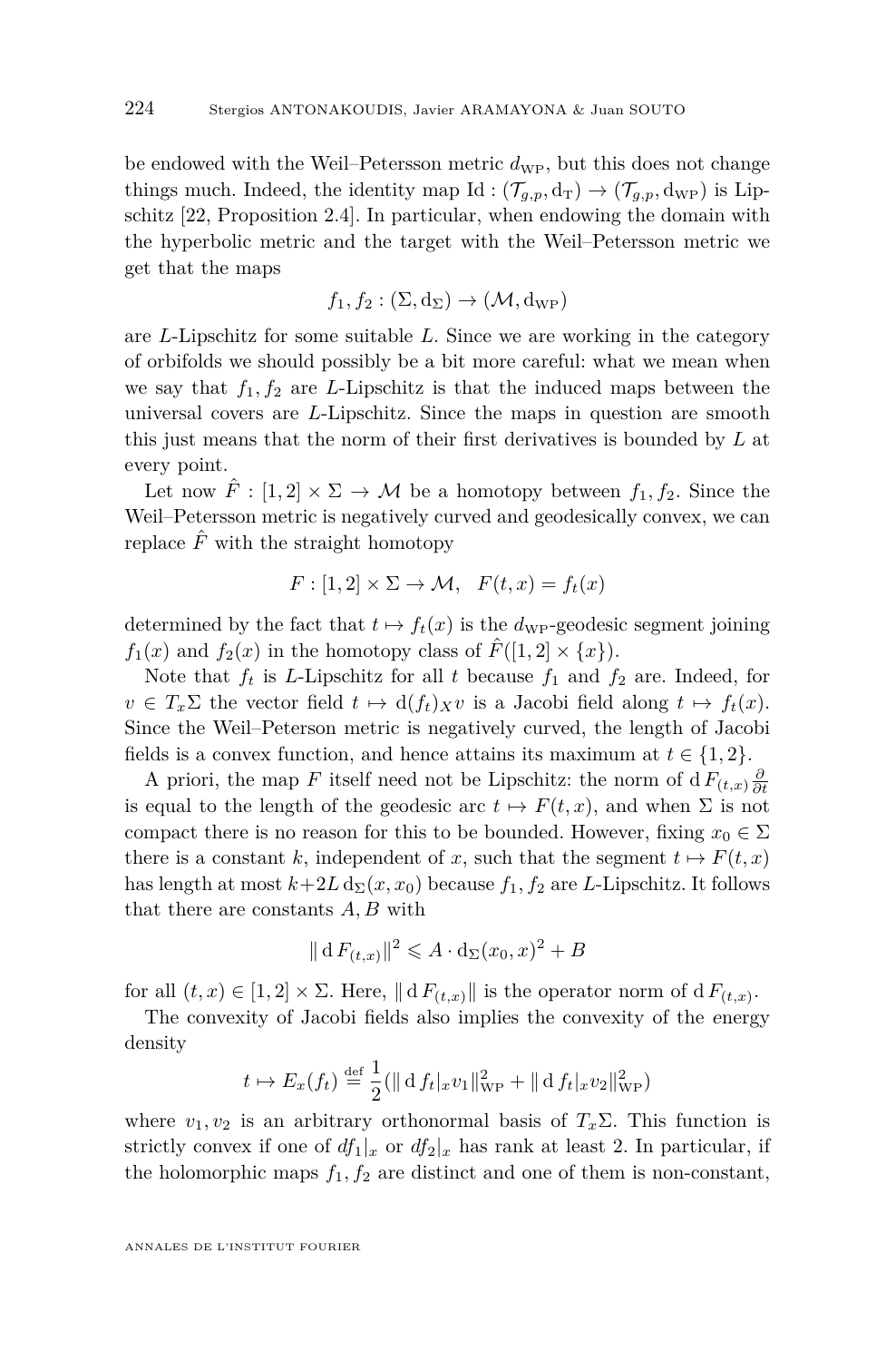be endowed with the Weil–Petersson metric $d_{\mathrm{WP}}$, but this does not change things much. Indeed, the identity map $\mathrm{Id} : (\mathcal{T}_{g,p}, \mathrm{d}_{\mathrm{T}}) \to (\mathcal{T}_{g,p}, \mathrm{d}_{\mathrm{WP}})$ is Lipschitz [22, Proposition 2.4]. In particular, when endowing the domain with the hyperbolic metric and the target with the Weil–Petersson metric we get that the maps

$$f_1, f_2 : (\Sigma, \mathrm{d}_\Sigma) \to (\mathcal{M}, \mathrm{d}_{\mathrm{WP}})$$

are $L$-Lipschitz for some suitable $L$. Since we are working in the category of orbifolds we should possibly be a bit more careful: what we mean when we say that $f_1, f_2$ are $L$-Lipschitz is that the induced maps between the universal covers are $L$-Lipschitz. Since the maps in question are smooth this just means that the norm of their first derivatives is bounded by $L$ at every point.

Let now $\hat{F} : [1,2] \times \Sigma \to \mathcal{M}$ be a homotopy between $f_1, f_2$. Since the Weil–Petersson metric is negatively curved and geodesically convex, we can replace $\hat{F}$ with the straight homotopy

$$F : [1,2] \times \Sigma \to \mathcal{M}, \quad F(t,x) = f_t(x)$$

determined by the fact that $t \mapsto f_t(x)$ is the $d_{\mathrm{WP}}$-geodesic segment joining $f_1(x)$ and $f_2(x)$ in the homotopy class of $\hat{F}([1,2] \times \{x\})$.

Note that $f_t$ is $L$-Lipschitz for all $t$ because $f_1$ and $f_2$ are. Indeed, for $v \in T_x\Sigma$ the vector field $t \mapsto \mathrm{d}(f_t)_X v$ is a Jacobi field along $t \mapsto f_t(x)$. Since the Weil–Peterson metric is negatively curved, the length of Jacobi fields is a convex function, and hence attains its maximum at $t \in \{1,2\}$.

A priori, the map $F$ itself need not be Lipschitz: the norm of $\mathrm{d}\, F_{(t,x)} \frac{\partial}{\partial t}$ is equal to the length of the geodesic arc $t \mapsto F(t,x)$, and when $\Sigma$ is not compact there is no reason for this to be bounded. However, fixing $x_0 \in \Sigma$ there is a constant $k$, independent of $x$, such that the segment $t \mapsto F(t,x)$ has length at most $k + 2L\, \mathrm{d}_\Sigma(x, x_0)$ because $f_1, f_2$ are $L$-Lipschitz. It follows that there are constants $A, B$ with

$$\| \mathrm{d}\, F_{(t,x)} \|^2 \leqslant A \cdot \mathrm{d}_\Sigma(x_0, x)^2 + B$$

for all $(t,x) \in [1,2] \times \Sigma$. Here, $\| \mathrm{d}\, F_{(t,x)} \|$ is the operator norm of $\mathrm{d}\, F_{(t,x)}$.

The convexity of Jacobi fields also implies the convexity of the energy density

$$t \mapsto E_x(f_t) \stackrel{\text{def}}{=} \frac{1}{2} (\| \mathrm{d}\, f_t|_x v_1 \|^2_{\mathrm{WP}} + \| \mathrm{d}\, f_t|_x v_2 \|^2_{\mathrm{WP}})$$

where $v_1, v_2$ is an arbitrary orthonormal basis of $T_x\Sigma$. This function is strictly convex if one of $df_1|_x$ or $df_2|_x$ has rank at least 2. In particular, if the holomorphic maps $f_1, f_2$ are distinct and one of them is non-constant,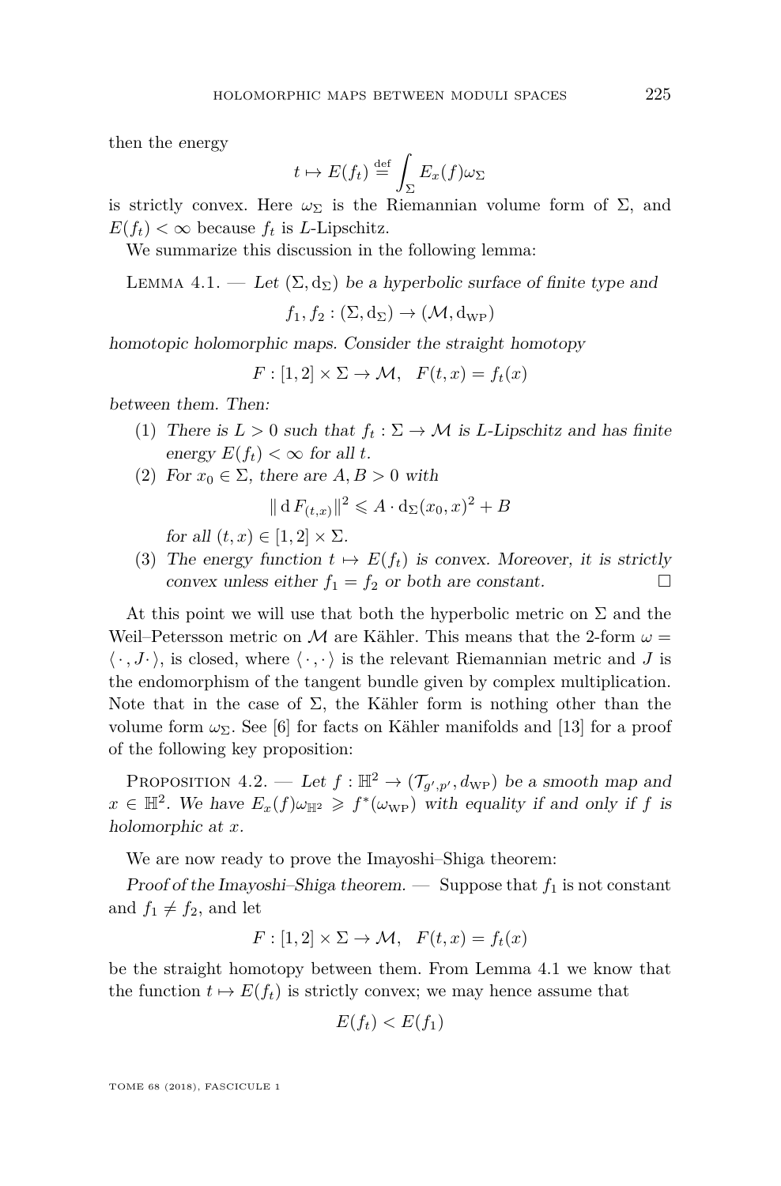then the energy

$$t \mapsto E(f_t) \stackrel{\text{def}}{=} \int_\Sigma E_x(f)\omega_\Sigma$$

is strictly convex. Here $\omega_\Sigma$ is the Riemannian volume form of $\Sigma$, and $E(f_t) < \infty$ because $f_t$ is $L$-Lipschitz.

We summarize this discussion in the following lemma:

Lemma 4.1. — *Let $(\Sigma, \mathrm{d}_\Sigma)$ be a hyperbolic surface of finite type and*

$$f_1, f_2 : (\Sigma, \mathrm{d}_\Sigma) \to (\mathcal{M}, \mathrm{d}_{\mathrm{WP}})$$

*homotopic holomorphic maps. Consider the straight homotopy*

$$F : [1,2] \times \Sigma \to \mathcal{M}, \quad F(t,x) = f_t(x)$$

*between them. Then:*

1. *There is $L > 0$ such that $f_t : \Sigma \to \mathcal{M}$ is $L$-Lipschitz and has finite energy $E(f_t) < \infty$ for all $t$.*
2. *For $x_0 \in \Sigma$, there are $A, B > 0$ with*

$$\| \mathrm{d}\, F_{(t,x)} \|^2 \leqslant A \cdot \mathrm{d}_\Sigma(x_0, x)^2 + B$$

*for all $(t,x) \in [1,2] \times \Sigma$.*

3. *The energy function $t \mapsto E(f_t)$ is convex. Moreover, it is strictly convex unless either $f_1 = f_2$ or both are constant.* □

At this point we will use that both the hyperbolic metric on $\Sigma$ and the Weil–Petersson metric on $\mathcal{M}$ are Kähler. This means that the 2-form $\omega = \langle \cdot, J \cdot \rangle$, is closed, where $\langle \cdot, \cdot \rangle$ is the relevant Riemannian metric and $J$ is the endomorphism of the tangent bundle given by complex multiplication. Note that in the case of $\Sigma$, the Kähler form is nothing other than the volume form $\omega_\Sigma$. See [6] for facts on Kähler manifolds and [13] for a proof of the following key proposition:

Proposition 4.2. — *Let $f : \mathbb{H}^2 \to (\mathcal{T}_{g',p'}, d_{\mathrm{WP}})$ be a smooth map and $x \in \mathbb{H}^2$. We have $E_x(f)\omega_{\mathbb{H}^2} \geqslant f^*(\omega_{\mathrm{WP}})$ with equality if and only if $f$ is holomorphic at $x$.*

We are now ready to prove the Imayoshi–Shiga theorem:

*Proof of the Imayoshi–Shiga theorem.* — Suppose that $f_1$ is not constant and $f_1 \neq f_2$, and let

$$F : [1,2] \times \Sigma \to \mathcal{M}, \quad F(t,x) = f_t(x)$$

be the straight homotopy between them. From Lemma 4.1 we know that the function $t \mapsto E(f_t)$ is strictly convex; we may hence assume that

$$E(f_t) < E(f_1)$$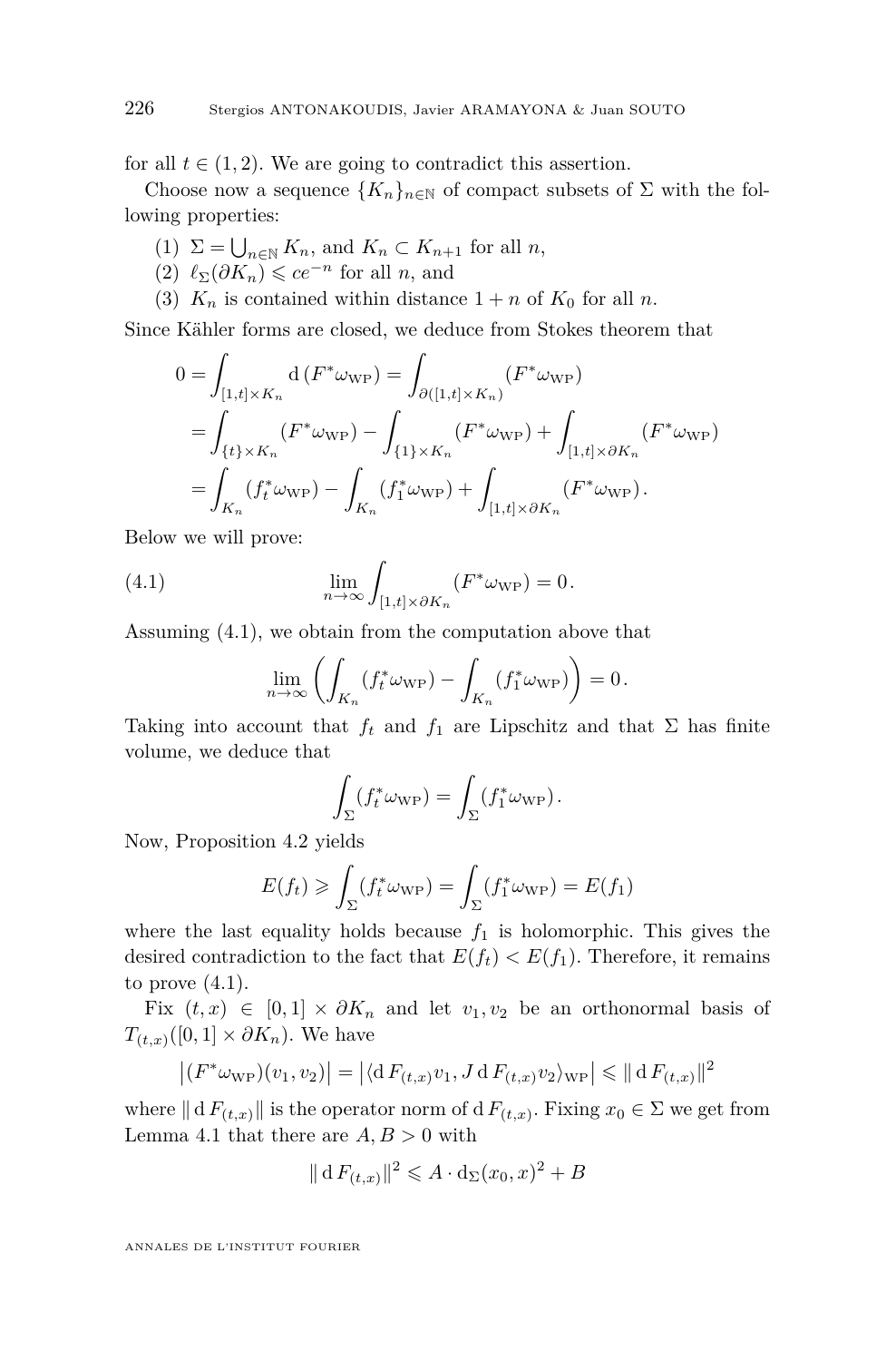for all $t \in (1,2)$. We are going to contradict this assertion.

Choose now a sequence $\{K_n\}_{n\in\mathbb{N}}$ of compact subsets of $\Sigma$ with the following properties:

(1) $\Sigma = \bigcup_{n\in\mathbb{N}} K_n$, and $K_n \subset K_{n+1}$ for all $n$,
(2) $\ell_\Sigma(\partial K_n) \leqslant ce^{-n}$ for all $n$, and
(3) $K_n$ is contained within distance $1+n$ of $K_0$ for all $n$.

Since Kähler forms are closed, we deduce from Stokes theorem that

$$\begin{aligned}
0 &= \int_{[1,t]\times K_n} \mathrm{d}\,(F^*\omega_{\mathrm{WP}}) = \int_{\partial([1,t]\times K_n)} (F^*\omega_{\mathrm{WP}}) \\
&= \int_{\{t\}\times K_n} (F^*\omega_{\mathrm{WP}}) - \int_{\{1\}\times K_n} (F^*\omega_{\mathrm{WP}}) + \int_{[1,t]\times\partial K_n} (F^*\omega_{\mathrm{WP}}) \\
&= \int_{K_n} (f_t^*\omega_{\mathrm{WP}}) - \int_{K_n} (f_1^*\omega_{\mathrm{WP}}) + \int_{[1,t]\times\partial K_n} (F^*\omega_{\mathrm{WP}}).
\end{aligned}$$

Below we will prove:

$$\lim_{n\to\infty} \int_{[1,t]\times\partial K_n} (F^*\omega_{\mathrm{WP}}) = 0. \tag{4.1}$$

Assuming (4.1), we obtain from the computation above that

$$\lim_{n\to\infty} \left( \int_{K_n} (f_t^*\omega_{\mathrm{WP}}) - \int_{K_n} (f_1^*\omega_{\mathrm{WP}}) \right) = 0.$$

Taking into account that $f_t$ and $f_1$ are Lipschitz and that $\Sigma$ has finite volume, we deduce that

$$\int_\Sigma (f_t^*\omega_{\mathrm{WP}}) = \int_\Sigma (f_1^*\omega_{\mathrm{WP}}).$$

Now, Proposition 4.2 yields

$$E(f_t) \geqslant \int_\Sigma (f_t^*\omega_{\mathrm{WP}}) = \int_\Sigma (f_1^*\omega_{\mathrm{WP}}) = E(f_1)$$

where the last equality holds because $f_1$ is holomorphic. This gives the desired contradiction to the fact that $E(f_t) < E(f_1)$. Therefore, it remains to prove (4.1).

Fix $(t,x) \in [0,1] \times \partial K_n$ and let $v_1, v_2$ be an orthonormal basis of $T_{(t,x)}([0,1]\times\partial K_n)$. We have

$$\left|(F^*\omega_{\mathrm{WP}})(v_1,v_2)\right| = \left|\langle \mathrm{d}\,F_{(t,x)} v_1, J\,\mathrm{d}\,F_{(t,x)} v_2\rangle_{\mathrm{WP}}\right| \leqslant \|\,\mathrm{d}\,F_{(t,x)}\|^2$$

where $\|\,\mathrm{d}\,F_{(t,x)}\|$ is the operator norm of $\mathrm{d}\,F_{(t,x)}$. Fixing $x_0 \in \Sigma$ we get from Lemma 4.1 that there are $A, B > 0$ with

$$\|\,\mathrm{d}\,F_{(t,x)}\|^2 \leqslant A \cdot \mathrm{d}_\Sigma(x_0,x)^2 + B$$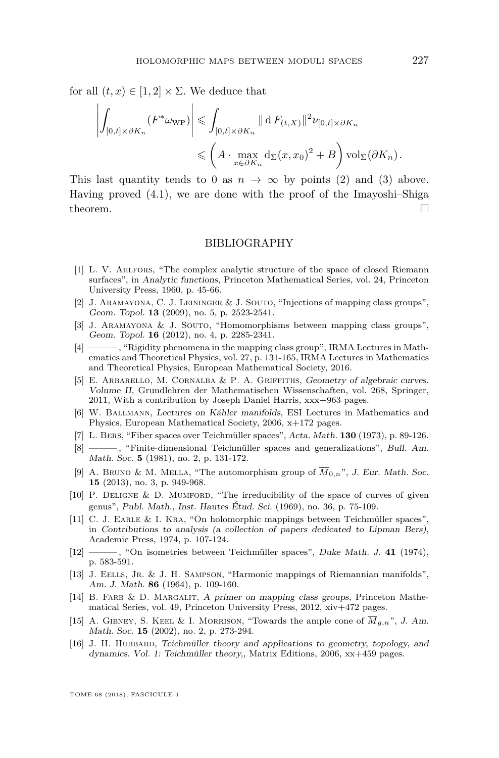for all $(t,x) \in [1,2] \times \Sigma$. We deduce that

$$\left| \int_{[0,t]\times\partial K_n} (F^*\omega_{\mathrm{WP}}) \right| \leqslant \int_{[0,t]\times\partial K_n} \| \mathrm{d}\, F_{(t,X)} \|^2 \nu_{[0,t]\times\partial K_n}$$
$$\leqslant \left( A \cdot \max_{x\in\partial K_n} \mathrm{d}_\Sigma(x,x_0)^2 + B \right) \mathrm{vol}_\Sigma(\partial K_n).$$

This last quantity tends to 0 as $n \to \infty$ by points (2) and (3) above. Having proved (4.1), we are done with the proof of the Imayoshi–Shiga theorem. □

## BIBLIOGRAPHY

[1] L. V. Ahlfors, "The complex analytic structure of the space of closed Riemann surfaces", in *Analytic functions*, Princeton Mathematical Series, vol. 24, Princeton University Press, 1960, p. 45-66.

[2] J. Aramayona, C. J. Leininger & J. Souto, "Injections of mapping class groups", *Geom. Topol.* **13** (2009), no. 5, p. 2523-2541.

[3] J. Aramayona & J. Souto, "Homomorphisms between mapping class groups", *Geom. Topol.* **16** (2012), no. 4, p. 2285-2341.

[4] ———, "Rigidity phenomena in the mapping class group", IRMA Lectures in Mathematics and Theoretical Physics, vol. 27, p. 131-165, IRMA Lectures in Mathematics and Theoretical Physics, European Mathematical Society, 2016.

[5] E. Arbarello, M. Cornalba & P. A. Griffiths, *Geometry of algebraic curves. Volume II*, Grundlehren der Mathematischen Wissenschaften, vol. 268, Springer, 2011, With a contribution by Joseph Daniel Harris, xxx+963 pages.

[6] W. Ballmann, *Lectures on Kähler manifolds*, ESI Lectures in Mathematics and Physics, European Mathematical Society, 2006, x+172 pages.

[7] L. Bers, "Fiber spaces over Teichmüller spaces", *Acta. Math.* **130** (1973), p. 89-126.

[8] ———, "Finite-dimensional Teichmüller spaces and generalizations", *Bull. Am. Math. Soc.* **5** (1981), no. 2, p. 131-172.

[9] A. Bruno & M. Mella, "The automorphism group of $\overline{M}_{0,n}$", *J. Eur. Math. Soc.* **15** (2013), no. 3, p. 949-968.

[10] P. Deligne & D. Mumford, "The irreducibility of the space of curves of given genus", *Publ. Math., Inst. Hautes Étud. Sci.* (1969), no. 36, p. 75-109.

[11] C. J. Earle & I. Kra, "On holomorphic mappings between Teichmüller spaces", in *Contributions to analysis (a collection of papers dedicated to Lipman Bers)*, Academic Press, 1974, p. 107-124.

[12] ———, "On isometries between Teichmüller spaces", *Duke Math. J.* **41** (1974), p. 583-591.

[13] J. Eells, Jr. & J. H. Sampson, "Harmonic mappings of Riemannian manifolds", *Am. J. Math.* **86** (1964), p. 109-160.

[14] B. Farb & D. Margalit, *A primer on mapping class groups*, Princeton Mathematical Series, vol. 49, Princeton University Press, 2012, xiv+472 pages.

[15] A. Gibney, S. Keel & I. Morrison, "Towards the ample cone of $\overline{M}_{g,n}$", *J. Am. Math. Soc.* **15** (2002), no. 2, p. 273-294.

[16] J. H. Hubbard, *Teichmüller theory and applications to geometry, topology, and dynamics. Vol. 1: Teichmüller theory,*, Matrix Editions, 2006, xx+459 pages.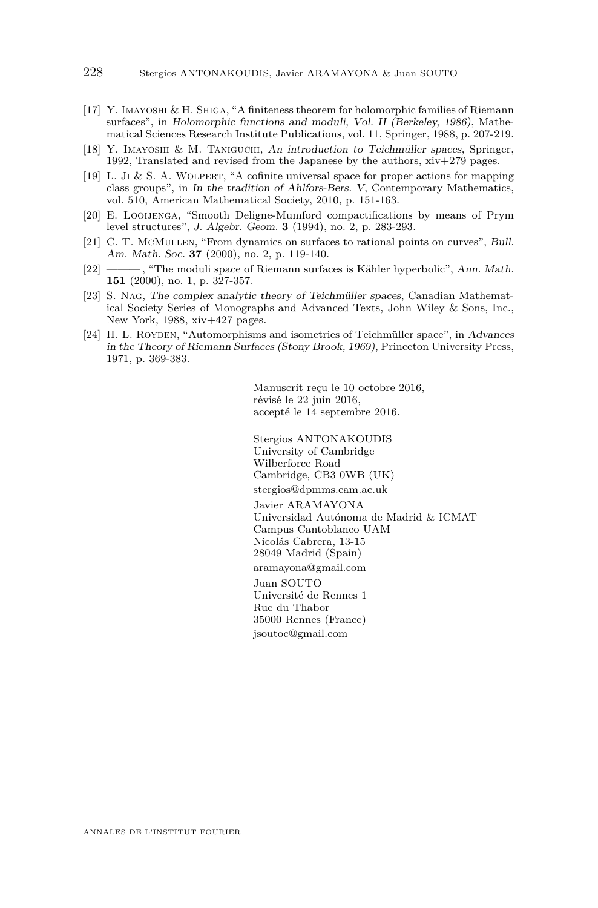[17] Y. Imayoshi & H. Shiga, "A finiteness theorem for holomorphic families of Riemann surfaces", in *Holomorphic functions and moduli, Vol. II (Berkeley, 1986)*, Mathematical Sciences Research Institute Publications, vol. 11, Springer, 1988, p. 207-219.

[18] Y. Imayoshi & M. Taniguchi, *An introduction to Teichmüller spaces*, Springer, 1992, Translated and revised from the Japanese by the authors, xiv+279 pages.

[19] L. Ji & S. A. Wolpert, "A cofinite universal space for proper actions for mapping class groups", in *In the tradition of Ahlfors-Bers. V*, Contemporary Mathematics, vol. 510, American Mathematical Society, 2010, p. 151-163.

[20] E. Looijenga, "Smooth Deligne-Mumford compactifications by means of Prym level structures", *J. Algebr. Geom.* **3** (1994), no. 2, p. 283-293.

[21] C. T. McMullen, "From dynamics on surfaces to rational points on curves", *Bull. Am. Math. Soc.* **37** (2000), no. 2, p. 119-140.

[22] ———, "The moduli space of Riemann surfaces is Kähler hyperbolic", *Ann. Math.* **151** (2000), no. 1, p. 327-357.

[23] S. Nag, *The complex analytic theory of Teichmüller spaces*, Canadian Mathematical Society Series of Monographs and Advanced Texts, John Wiley & Sons, Inc., New York, 1988, xiv+427 pages.

[24] H. L. Royden, "Automorphisms and isometries of Teichmüller space", in *Advances in the Theory of Riemann Surfaces (Stony Brook, 1969)*, Princeton University Press, 1971, p. 369-383.

Manuscrit reçu le 10 octobre 2016,
révisé le 22 juin 2016,
accepté le 14 septembre 2016.

Stergios ANTONAKOUDIS
University of Cambridge
Wilberforce Road
Cambridge, CB3 0WB (UK)
stergios@dpmms.cam.ac.uk

Javier ARAMAYONA
Universidad Autónoma de Madrid & ICMAT
Campus Cantoblanco UAM
Nicolás Cabrera, 13-15
28049 Madrid (Spain)
aramayona@gmail.com

Juan SOUTO
Université de Rennes 1
Rue du Thabor
35000 Rennes (France)
jsoutoc@gmail.com